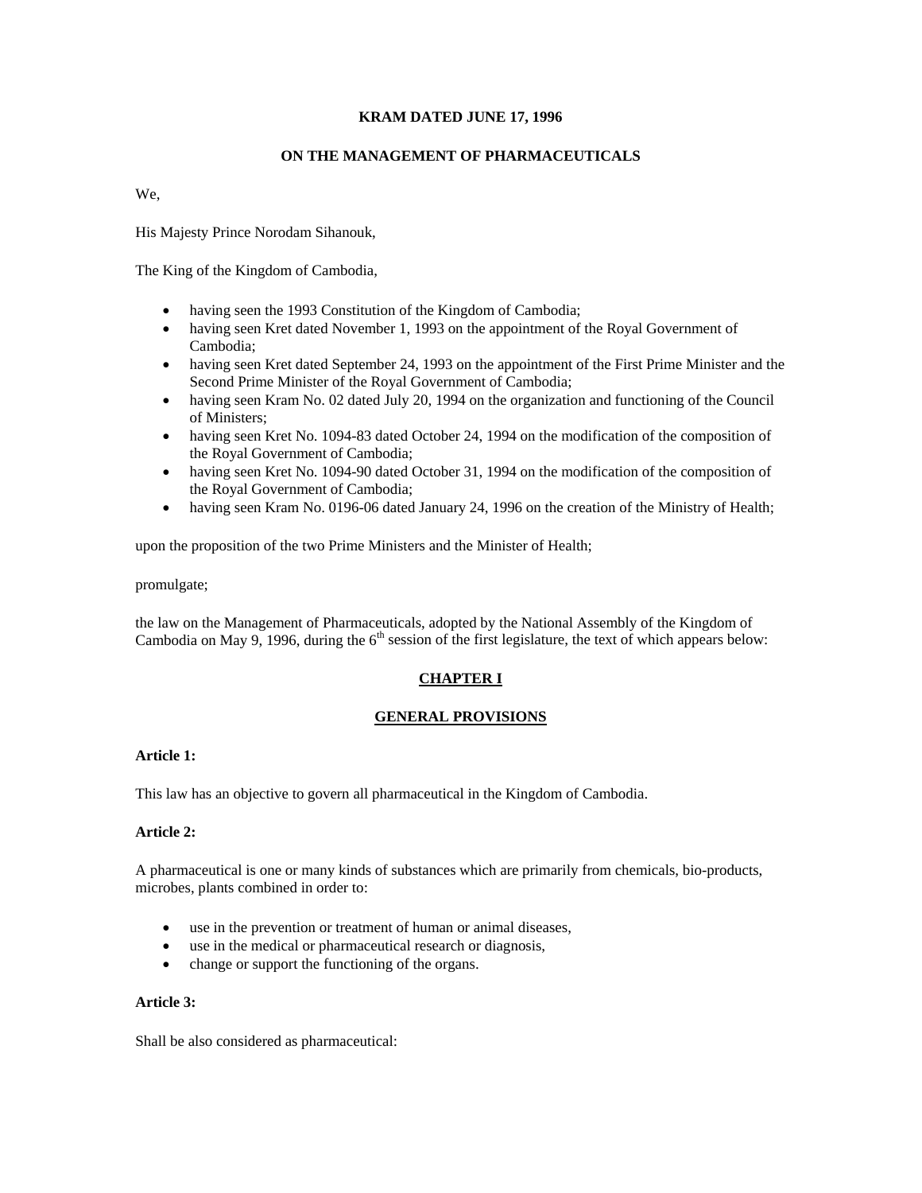# KRAM DATED JUNE 17, 1996

## ON THE MANAGEMENT OF PHARMACEUTICALS

We,

His Majesty Prince Norodam Sihanouk,

The King of the Kingdom of Cambodia,

- having seen the 1993 Constitution of the Kingdom of Cambodia;
- having seen Kret dated November 1, 1993 on the appointment of the Royal Government of Cambodia;
- having seen Kret dated September 24, 1993 on the appointment of the First Prime Minister and the Second Prime Minister of the Royal Government of Cambodia;
- having seen Kram No. 02 dated July 20, 1994 on the organization and functioning of the Council of Ministers;
- having seen Kret No. 1094-83 dated October 24, 1994 on the modification of the composition of the Royal Government of Cambodia;
- having seen Kret No. 1094-90 dated October 31, 1994 on the modification of the composition of the Royal Government of Cambodia;
- having seen Kram No. 0196-06 dated January 24, 1996 on the creation of the Ministry of Health;

upon the proposition of the two Prime Ministers and the Minister of Health;

promulgate;

the law on the Management of Pharmaceuticals, adopted by the National Assembly of the Kingdom of Cambodia on May 9, 1996, during the 6th session of the first legislature, the text of which appears below:

## CHAPTER I

## GENERAL PROVISIONS

**Article 1:**

This law has an objective to govern all pharmaceutical in the Kingdom of Cambodia.

**Article 2:**

A pharmaceutical is one or many kinds of substances which are primarily from chemicals, bio-products, microbes, plants combined in order to:

- use in the prevention or treatment of human or animal diseases,
- use in the medical or pharmaceutical research or diagnosis,
- change or support the functioning of the organs.

**Article 3:**

Shall be also considered as pharmaceutical: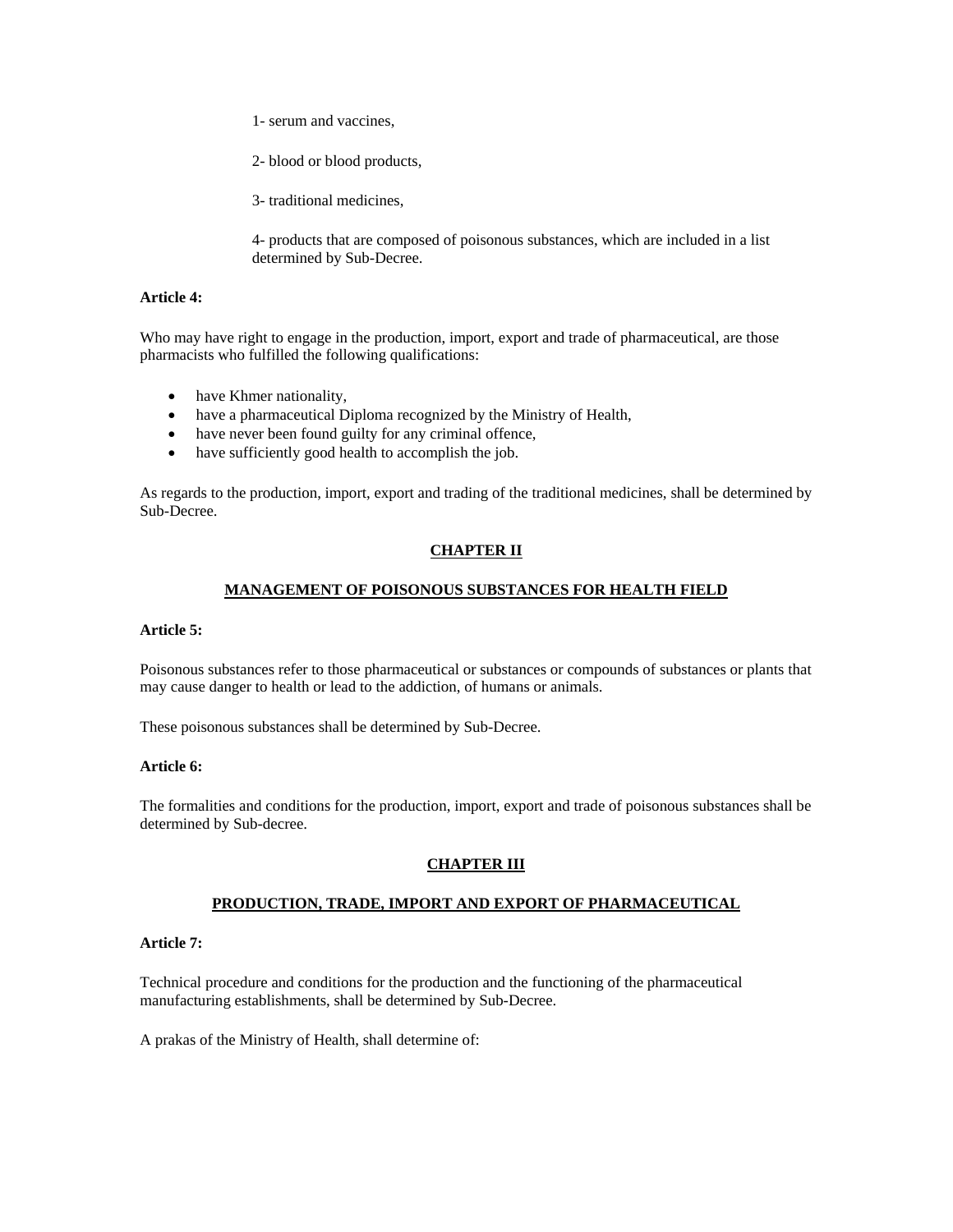1- serum and vaccines,

2- blood or blood products,

3- traditional medicines,

4- products that are composed of poisonous substances, which are included in a list determined by Sub-Decree.

**Article 4:**

Who may have right to engage in the production, import, export and trade of pharmaceutical, are those pharmacists who fulfilled the following qualifications:

- have Khmer nationality,
- have a pharmaceutical Diploma recognized by the Ministry of Health,
- have never been found guilty for any criminal offence,
- have sufficiently good health to accomplish the job.

As regards to the production, import, export and trading of the traditional medicines, shall be determined by Sub-Decree.

## CHAPTER II

## MANAGEMENT OF POISONOUS SUBSTANCES FOR HEALTH FIELD

**Article 5:**

Poisonous substances refer to those pharmaceutical or substances or compounds of substances or plants that may cause danger to health or lead to the addiction, of humans or animals.

These poisonous substances shall be determined by Sub-Decree.

**Article 6:**

The formalities and conditions for the production, import, export and trade of poisonous substances shall be determined by Sub-decree.

## CHAPTER III

## PRODUCTION, TRADE, IMPORT AND EXPORT OF PHARMACEUTICAL

**Article 7:**

Technical procedure and conditions for the production and the functioning of the pharmaceutical manufacturing establishments, shall be determined by Sub-Decree.

A prakas of the Ministry of Health, shall determine of: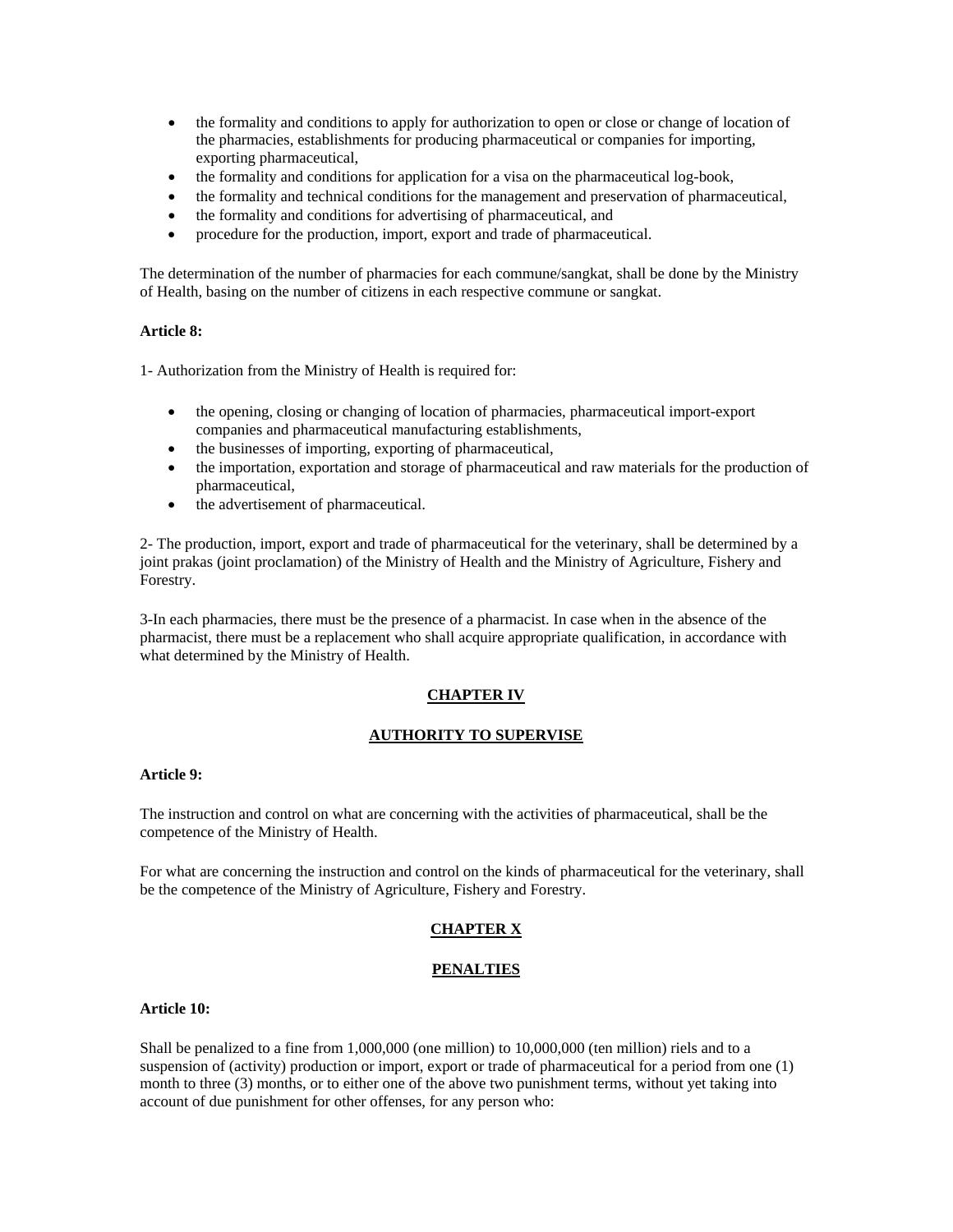- the formality and conditions to apply for authorization to open or close or change of location of the pharmacies, establishments for producing pharmaceutical or companies for importing, exporting pharmaceutical,
- the formality and conditions for application for a visa on the pharmaceutical log-book,
- the formality and technical conditions for the management and preservation of pharmaceutical,
- the formality and conditions for advertising of pharmaceutical, and
- procedure for the production, import, export and trade of pharmaceutical.

The determination of the number of pharmacies for each commune/sangkat, shall be done by the Ministry of Health, basing on the number of citizens in each respective commune or sangkat.

**Article 8:**

1- Authorization from the Ministry of Health is required for:

- the opening, closing or changing of location of pharmacies, pharmaceutical import-export companies and pharmaceutical manufacturing establishments,
- the businesses of importing, exporting of pharmaceutical,
- the importation, exportation and storage of pharmaceutical and raw materials for the production of pharmaceutical,
- the advertisement of pharmaceutical.

2- The production, import, export and trade of pharmaceutical for the veterinary, shall be determined by a joint prakas (joint proclamation) of the Ministry of Health and the Ministry of Agriculture, Fishery and Forestry.

3-In each pharmacies, there must be the presence of a pharmacist. In case when in the absence of the pharmacist, there must be a replacement who shall acquire appropriate qualification, in accordance with what determined by the Ministry of Health.

## CHAPTER IV

## AUTHORITY TO SUPERVISE

**Article 9:**

The instruction and control on what are concerning with the activities of pharmaceutical, shall be the competence of the Ministry of Health.

For what are concerning the instruction and control on the kinds of pharmaceutical for the veterinary, shall be the competence of the Ministry of Agriculture, Fishery and Forestry.

## CHAPTER X

## PENALTIES

**Article 10:**

Shall be penalized to a fine from 1,000,000 (one million) to 10,000,000 (ten million) riels and to a suspension of (activity) production or import, export or trade of pharmaceutical for a period from one (1) month to three (3) months, or to either one of the above two punishment terms, without yet taking into account of due punishment for other offenses, for any person who: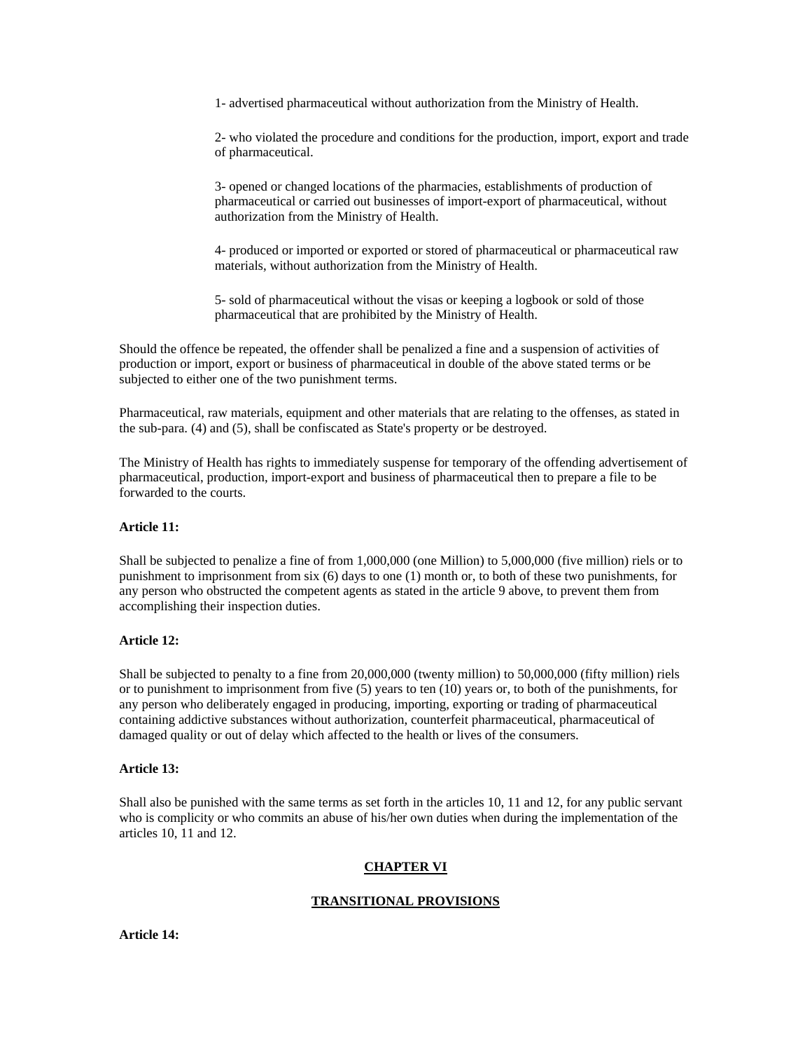1- advertised pharmaceutical without authorization from the Ministry of Health.

2- who violated the procedure and conditions for the production, import, export and trade of pharmaceutical.

3- opened or changed locations of the pharmacies, establishments of production of pharmaceutical or carried out businesses of import-export of pharmaceutical, without authorization from the Ministry of Health.

4- produced or imported or exported or stored of pharmaceutical or pharmaceutical raw materials, without authorization from the Ministry of Health.

5- sold of pharmaceutical without the visas or keeping a logbook or sold of those pharmaceutical that are prohibited by the Ministry of Health.

Should the offence be repeated, the offender shall be penalized a fine and a suspension of activities of production or import, export or business of pharmaceutical in double of the above stated terms or be subjected to either one of the two punishment terms.

Pharmaceutical, raw materials, equipment and other materials that are relating to the offenses, as stated in the sub-para. (4) and (5), shall be confiscated as State's property or be destroyed.

The Ministry of Health has rights to immediately suspense for temporary of the offending advertisement of pharmaceutical, production, import-export and business of pharmaceutical then to prepare a file to be forwarded to the courts.

**Article 11:**

Shall be subjected to penalize a fine of from 1,000,000 (one Million) to 5,000,000 (five million) riels or to punishment to imprisonment from six (6) days to one (1) month or, to both of these two punishments, for any person who obstructed the competent agents as stated in the article 9 above, to prevent them from accomplishing their inspection duties.

**Article 12:**

Shall be subjected to penalty to a fine from 20,000,000 (twenty million) to 50,000,000 (fifty million) riels or to punishment to imprisonment from five (5) years to ten (10) years or, to both of the punishments, for any person who deliberately engaged in producing, importing, exporting or trading of pharmaceutical containing addictive substances without authorization, counterfeit pharmaceutical, pharmaceutical of damaged quality or out of delay which affected to the health or lives of the consumers.

**Article 13:**

Shall also be punished with the same terms as set forth in the articles 10, 11 and 12, for any public servant who is complicity or who commits an abuse of his/her own duties when during the implementation of the articles 10, 11 and 12.

## CHAPTER VI

## TRANSITIONAL PROVISIONS

**Article 14:**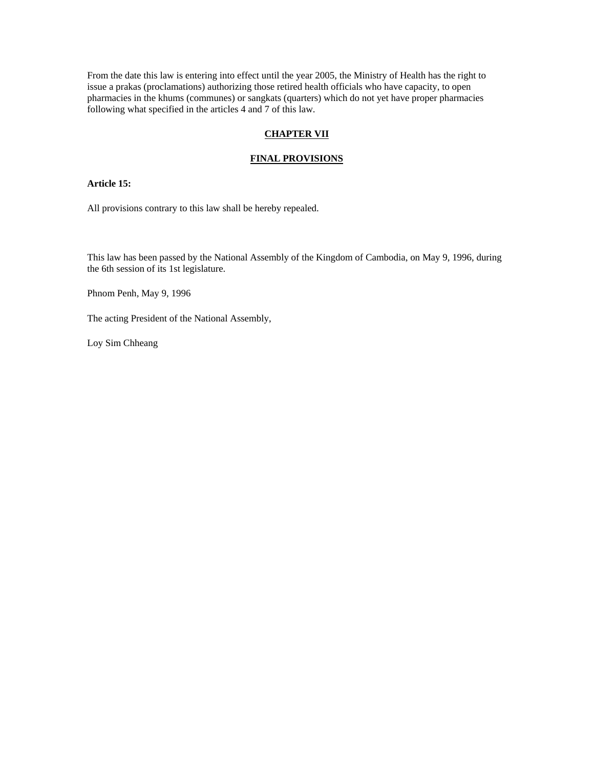From the date this law is entering into effect until the year 2005, the Ministry of Health has the right to issue a prakas (proclamations) authorizing those retired health officials who have capacity, to open pharmacies in the khums (communes) or sangkats (quarters) which do not yet have proper pharmacies following what specified in the articles 4 and 7 of this law.

## CHAPTER VII

## FINAL PROVISIONS

**Article 15:**

All provisions contrary to this law shall be hereby repealed.

This law has been passed by the National Assembly of the Kingdom of Cambodia, on May 9, 1996, during the 6th session of its 1st legislature.

Phnom Penh, May 9, 1996

The acting President of the National Assembly,

Loy Sim Chheang